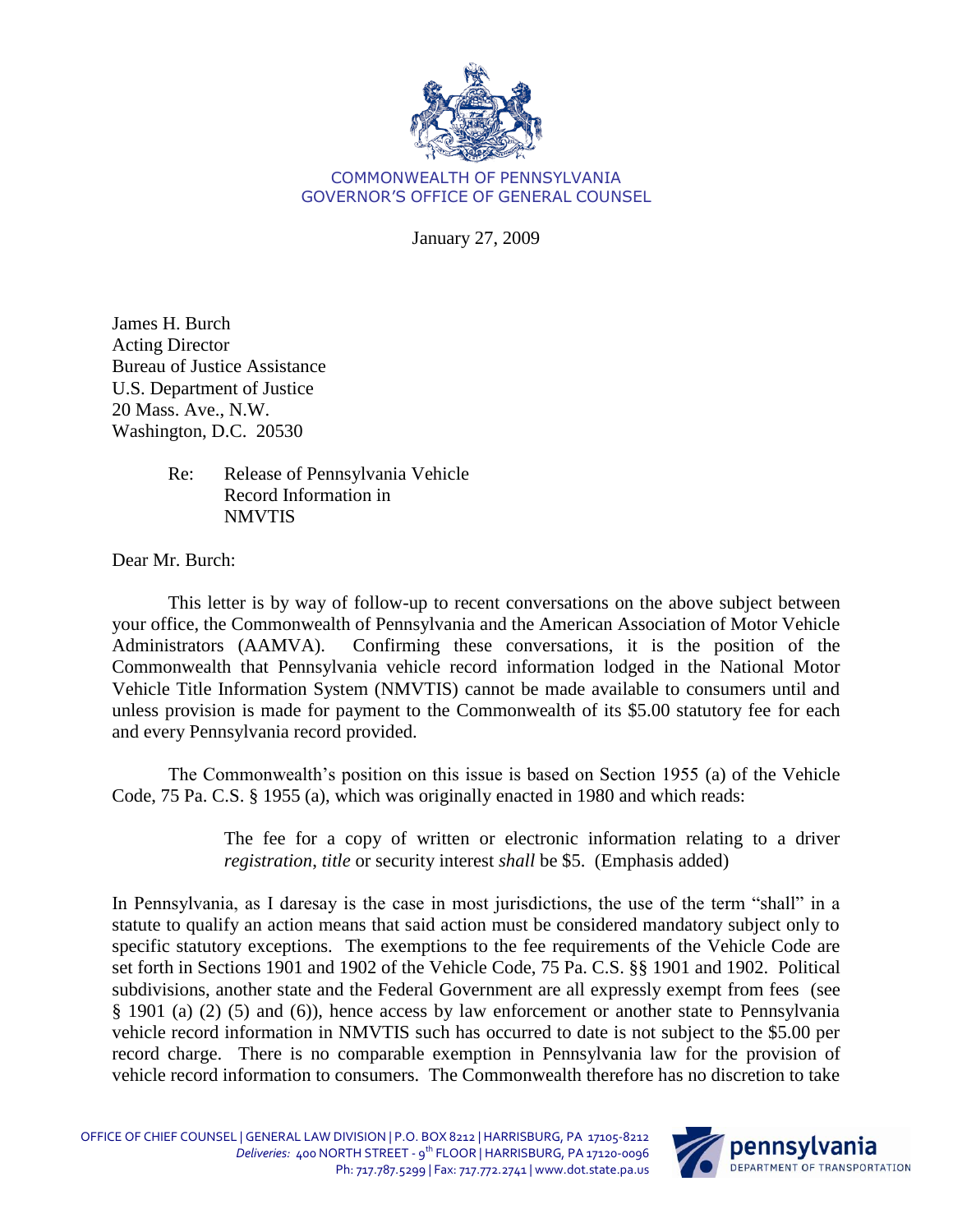COMMONWEALTH OF PENNSYLVANIA
GOVERNOR'S OFFICE OF GENERAL COUNSEL

January 27, 2009

James H. Burch
Acting Director
Bureau of Justice Assistance
U.S. Department of Justice
20 Mass. Ave., N.W.
Washington, D.C. 20530

Re: Release of Pennsylvania Vehicle Record Information in NMVTIS

Dear Mr. Burch:

This letter is by way of follow-up to recent conversations on the above subject between your office, the Commonwealth of Pennsylvania and the American Association of Motor Vehicle Administrators (AAMVA). Confirming these conversations, it is the position of the Commonwealth that Pennsylvania vehicle record information lodged in the National Motor Vehicle Title Information System (NMVTIS) cannot be made available to consumers until and unless provision is made for payment to the Commonwealth of its $5.00 statutory fee for each and every Pennsylvania record provided.

The Commonwealth's position on this issue is based on Section 1955 (a) of the Vehicle Code, 75 Pa. C.S. § 1955 (a), which was originally enacted in 1980 and which reads:

> The fee for a copy of written or electronic information relating to a driver *registration*, *title* or security interest *shall* be $5. (Emphasis added)

In Pennsylvania, as I daresay is the case in most jurisdictions, the use of the term "shall" in a statute to qualify an action means that said action must be considered mandatory subject only to specific statutory exceptions. The exemptions to the fee requirements of the Vehicle Code are set forth in Sections 1901 and 1902 of the Vehicle Code, 75 Pa. C.S. §§ 1901 and 1902. Political subdivisions, another state and the Federal Government are all expressly exempt from fees (see § 1901 (a) (2) (5) and (6)), hence access by law enforcement or another state to Pennsylvania vehicle record information in NMVTIS such has occurred to date is not subject to the $5.00 per record charge. There is no comparable exemption in Pennsylvania law for the provision of vehicle record information to consumers. The Commonwealth therefore has no discretion to take

OFFICE OF CHIEF COUNSEL | GENERAL LAW DIVISION | P.O. BOX 8212 | HARRISBURG, PA 17105-8212
*Deliveries:* 400 NORTH STREET - 9th FLOOR | HARRISBURG, PA 17120-0096
Ph: 717.787.5299 | Fax: 717.772.2741 | www.dot.state.pa.us

pennsylvania DEPARTMENT OF TRANSPORTATION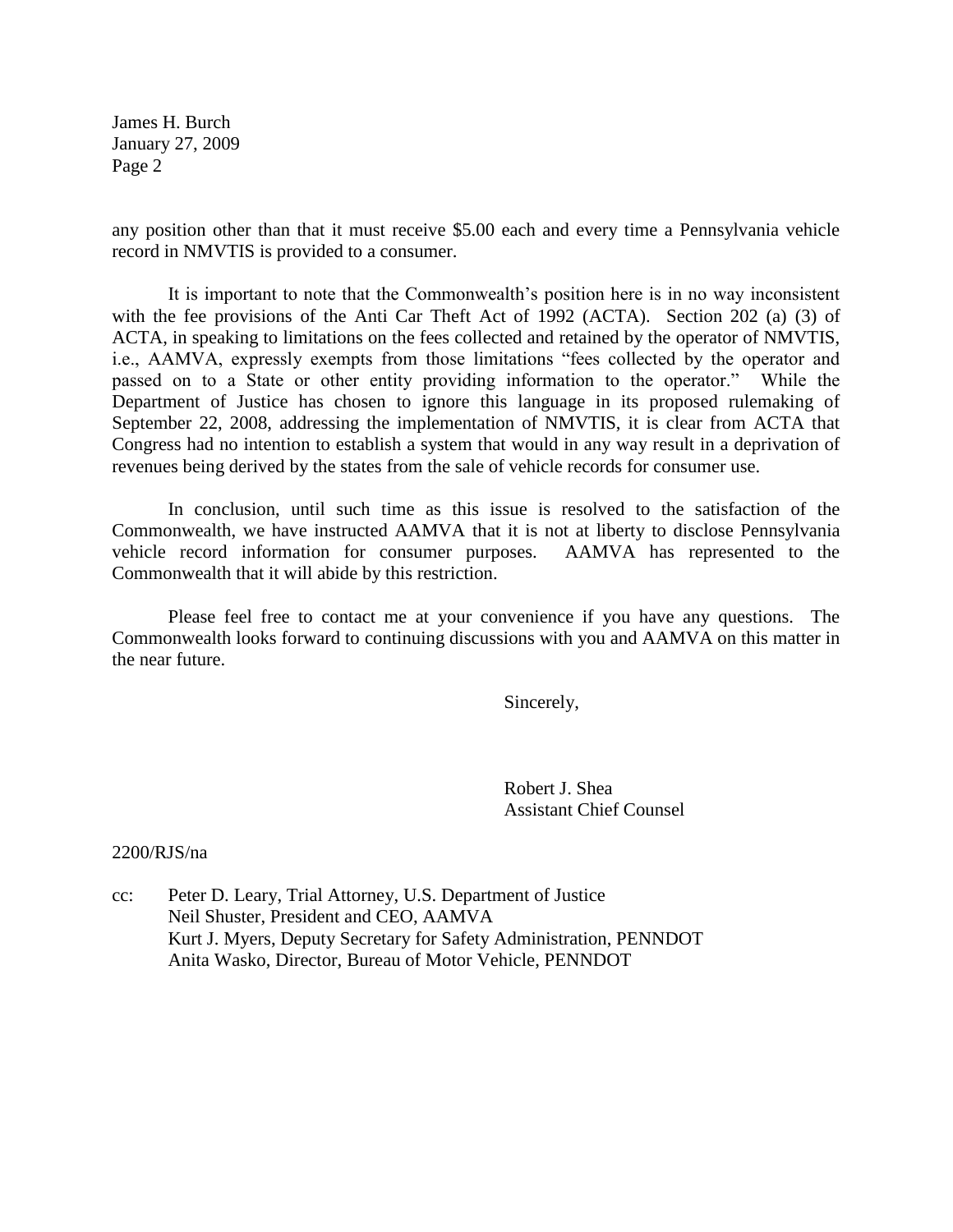James H. Burch
January 27, 2009
Page 2

any position other than that it must receive $5.00 each and every time a Pennsylvania vehicle record in NMVTIS is provided to a consumer.

It is important to note that the Commonwealth's position here is in no way inconsistent with the fee provisions of the Anti Car Theft Act of 1992 (ACTA). Section 202 (a) (3) of ACTA, in speaking to limitations on the fees collected and retained by the operator of NMVTIS, i.e., AAMVA, expressly exempts from those limitations "fees collected by the operator and passed on to a State or other entity providing information to the operator." While the Department of Justice has chosen to ignore this language in its proposed rulemaking of September 22, 2008, addressing the implementation of NMVTIS, it is clear from ACTA that Congress had no intention to establish a system that would in any way result in a deprivation of revenues being derived by the states from the sale of vehicle records for consumer use.

In conclusion, until such time as this issue is resolved to the satisfaction of the Commonwealth, we have instructed AAMVA that it is not at liberty to disclose Pennsylvania vehicle record information for consumer purposes. AAMVA has represented to the Commonwealth that it will abide by this restriction.

Please feel free to contact me at your convenience if you have any questions. The Commonwealth looks forward to continuing discussions with you and AAMVA on this matter in the near future.

Sincerely,

Robert J. Shea
Assistant Chief Counsel

2200/RJS/na

cc: Peter D. Leary, Trial Attorney, U.S. Department of Justice
Neil Shuster, President and CEO, AAMVA
Kurt J. Myers, Deputy Secretary for Safety Administration, PENNDOT
Anita Wasko, Director, Bureau of Motor Vehicle, PENNDOT